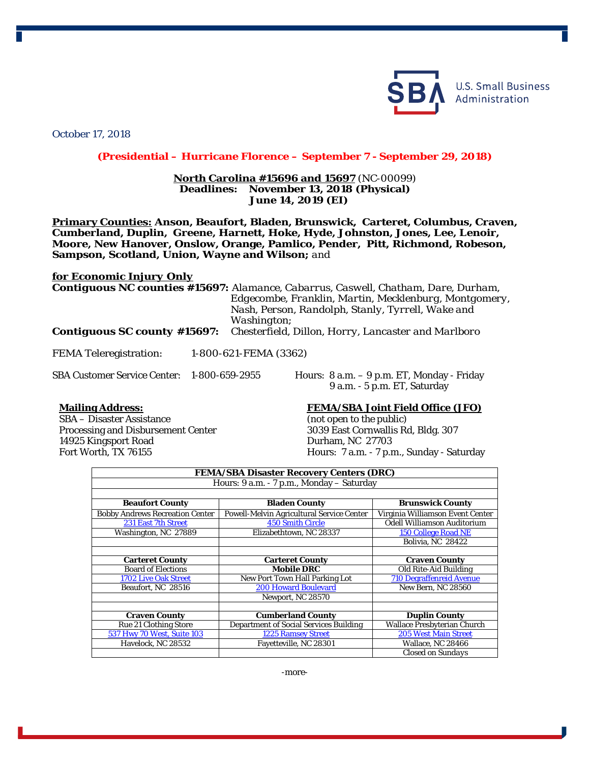U.S. Small Business Administration

October 17, 2018

**(Presidential – Hurricane Florence – September 7 - September 29, 2018)**

**North Carolina #15696 and 15697** (NC-00099)
**Deadlines: November 13, 2018 (Physical)**
**June 14, 2019 (EI)**

**Primary Counties: Anson, Beaufort, Bladen, Brunswick, Carteret, Columbus, Craven, Cumberland, Duplin, Greene, Harnett, Hoke, Hyde, Johnston, Jones, Lee, Lenoir, Moore, New Hanover, Onslow, Orange, Pamlico, Pender, Pitt, Richmond, Robeson, Sampson, Scotland, Union, Wayne and Wilson;** and

**for Economic Injury Only**

**Contiguous NC counties #15697:** Alamance, Cabarrus, Caswell, Chatham, Dare, Durham, Edgecombe, Franklin, Martin, Mecklenburg, Montgomery, Nash, Person, Randolph, Stanly, Tyrrell, Wake and Washington;

**Contiguous SC county #15697:** Chesterfield, Dillon, Horry, Lancaster and Marlboro

FEMA Teleregistration: 1-800-621-FEMA (3362)

SBA Customer Service Center: 1-800-659-2955 Hours: 8 a.m. – 9 p.m. ET, Monday - Friday; 9 a.m. - 5 p.m. ET, Saturday

**Mailing Address:**
SBA – Disaster Assistance
Processing and Disbursement Center
14925 Kingsport Road
Fort Worth, TX 76155

**FEMA/SBA Joint Field Office (JFO)**
(not open to the public)
3039 East Cornwallis Rd, Bldg. 307
Durham, NC 27703
Hours: 7 a.m. - 7 p.m., Sunday - Saturday

| FEMA/SBA Disaster Recovery Centers (DRC) | | |
|---|---|---|
| Hours: 9 a.m. - 7 p.m., Monday – Saturday | | |
| **Beaufort County** | **Bladen County** | **Brunswick County** |
| Bobby Andrews Recreation Center | Powell-Melvin Agricultural Service Center | Virginia Williamson Event Center |
| 231 East 7th Street | 450 Smith Circle | Odell Williamson Auditorium |
| Washington, NC 27889 | Elizabethtown, NC 28337 | 150 College Road NE |
| | | Bolivia, NC 28422 |
| **Carteret County** | **Carteret County** | **Craven County** |
| Board of Elections | **Mobile DRC** | Old Rite-Aid Building |
| 1702 Live Oak Street | New Port Town Hall Parking Lot | 710 Degraffenreid Avenue |
| Beaufort, NC 28516 | 200 Howard Boulevard | New Bern, NC 28560 |
| | Newport, NC 28570 | |
| **Craven County** | **Cumberland County** | **Duplin County** |
| Rue 21 Clothing Store | Department of Social Services Building | Wallace Presbyterian Church |
| 537 Hwy 70 West, Suite 103 | 1225 Ramsey Street | 205 West Main Street |
| Havelock, NC 28532 | Fayetteville, NC 28301 | Wallace, NC 28466 |
| | | Closed on Sundays |

-more-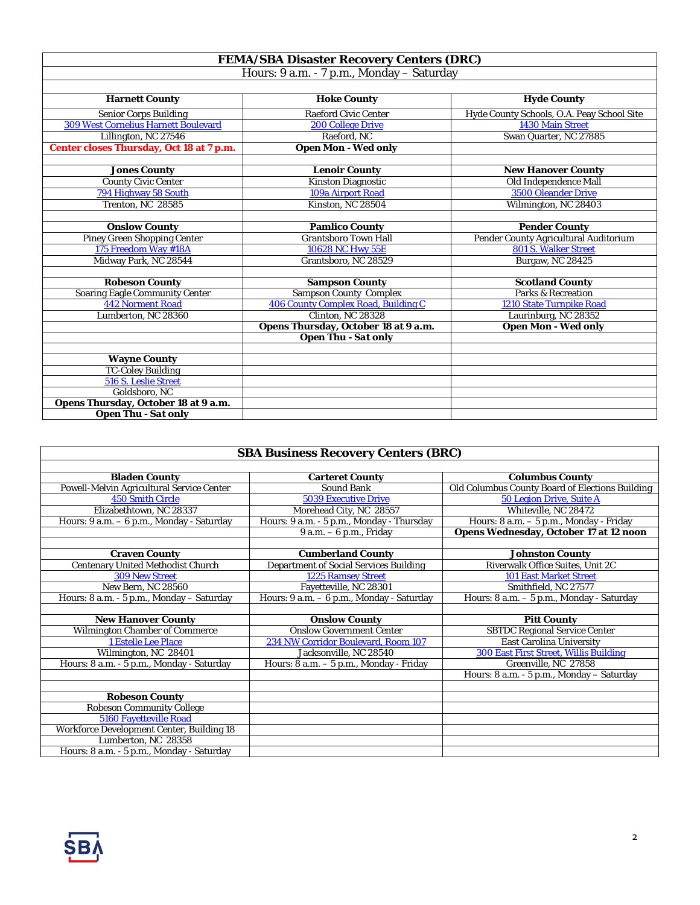| FEMA/SBA Disaster Recovery Centers (DRC) | | |
|---|---|---|
| Hours: 9 a.m. - 7 p.m., Monday – Saturday | | |
| | | |
| **Harnett County** | **Hoke County** | **Hyde County** |
| Senior Corps Building | Raeford Civic Center | Hyde County Schools, O.A. Peay School Site |
| 309 West Cornelius Harnett Boulevard | 200 College Drive | 1430 Main Street |
| Lillington, NC 27546 | Raeford, NC | Swan Quarter, NC 27885 |
| **Center closes Thursday, Oct 18 at 7 p.m.** | **Open Mon - Wed only** | |
| | | |
| **Jones County** | **Lenoir County** | **New Hanover County** |
| County Civic Center | Kinston Diagnostic | Old Independence Mall |
| 794 Highway 58 South | 109a Airport Road | 3500 Oleander Drive |
| Trenton, NC 28585 | Kinston, NC 28504 | Wilmington, NC 28403 |
| | | |
| **Onslow County** | **Pamlico County** | **Pender County** |
| Piney Green Shopping Center | Grantsboro Town Hall | Pender County Agricultural Auditorium |
| 175 Freedom Way #18A | 10628 NC Hwy 55E | 801 S. Walker Street |
| Midway Park, NC 28544 | Grantsboro, NC 28529 | Burgaw, NC 28425 |
| | | |
| **Robeson County** | **Sampson County** | **Scotland County** |
| Soaring Eagle Community Center | Sampson County Complex | Parks & Recreation |
| 442 Norment Road | 406 County Complex Road, Building C | 1210 State Turnpike Road |
| Lumberton, NC 28360 | Clinton, NC 28328 | Laurinburg, NC 28352 |
| | **Opens Thursday, October 18 at 9 a.m.** | **Open Mon - Wed only** |
| | **Open Thu - Sat only** | |
| | | |
| **Wayne County** | | |
| TC-Coley Building | | |
| 516 S. Leslie Street | | |
| Goldsboro, NC | | |
| **Opens Thursday, October 18 at 9 a.m.** | | |
| **Open Thu - Sat only** | | |

| SBA Business Recovery Centers (BRC) | | |
|---|---|---|
| | | |
| **Bladen County** | **Carteret County** | **Columbus County** |
| Powell-Melvin Agricultural Service Center | Sound Bank | Old Columbus County Board of Elections Building |
| 450 Smith Circle | 5039 Executive Drive | 50 Legion Drive, Suite A |
| Elizabethtown, NC 28337 | Morehead City, NC 28557 | Whiteville, NC 28472 |
| Hours: 9 a.m. – 6 p.m., Monday - Saturday | Hours: 9 a.m. - 5 p.m., Monday - Thursday | Hours: 8 a.m. – 5 p.m., Monday - Friday |
| | 9 a.m. – 6 p.m., Friday | **Opens Wednesday, October 17 at 12 noon** |
| | | |
| **Craven County** | **Cumberland County** | **Johnston County** |
| Centenary United Methodist Church | Department of Social Services Building | Riverwalk Office Suites, Unit 2C |
| 309 New Street | 1225 Ramsey Street | 101 East Market Street |
| New Bern, NC 28560 | Fayetteville, NC 28301 | Smithfield, NC 27577 |
| Hours: 8 a.m. - 5 p.m., Monday – Saturday | Hours: 9 a.m. – 6 p.m., Monday - Saturday | Hours: 8 a.m. – 5 p.m., Monday - Saturday |
| | | |
| **New Hanover County** | **Onslow County** | **Pitt County** |
| Wilmington Chamber of Commerce | Onslow Government Center | SBTDC Regional Service Center |
| 1 Estelle Lee Place | 234 NW Corridor Boulevard, Room 107 | East Carolina University |
| Wilmington, NC 28401 | Jacksonville, NC 28540 | 300 East First Street, Willis Building |
| Hours: 8 a.m. - 5 p.m., Monday - Saturday | Hours: 8 a.m. – 5 p.m., Monday - Friday | Greenville, NC 27858 |
| | | Hours: 8 a.m. - 5 p.m., Monday – Saturday |
| | | |
| **Robeson County** | | |
| Robeson Community College | | |
| 5160 Fayetteville Road | | |
| Workforce Development Center, Building 18 | | |
| Lumberton, NC 28358 | | |
| Hours: 8 a.m. - 5 p.m., Monday - Saturday | | |